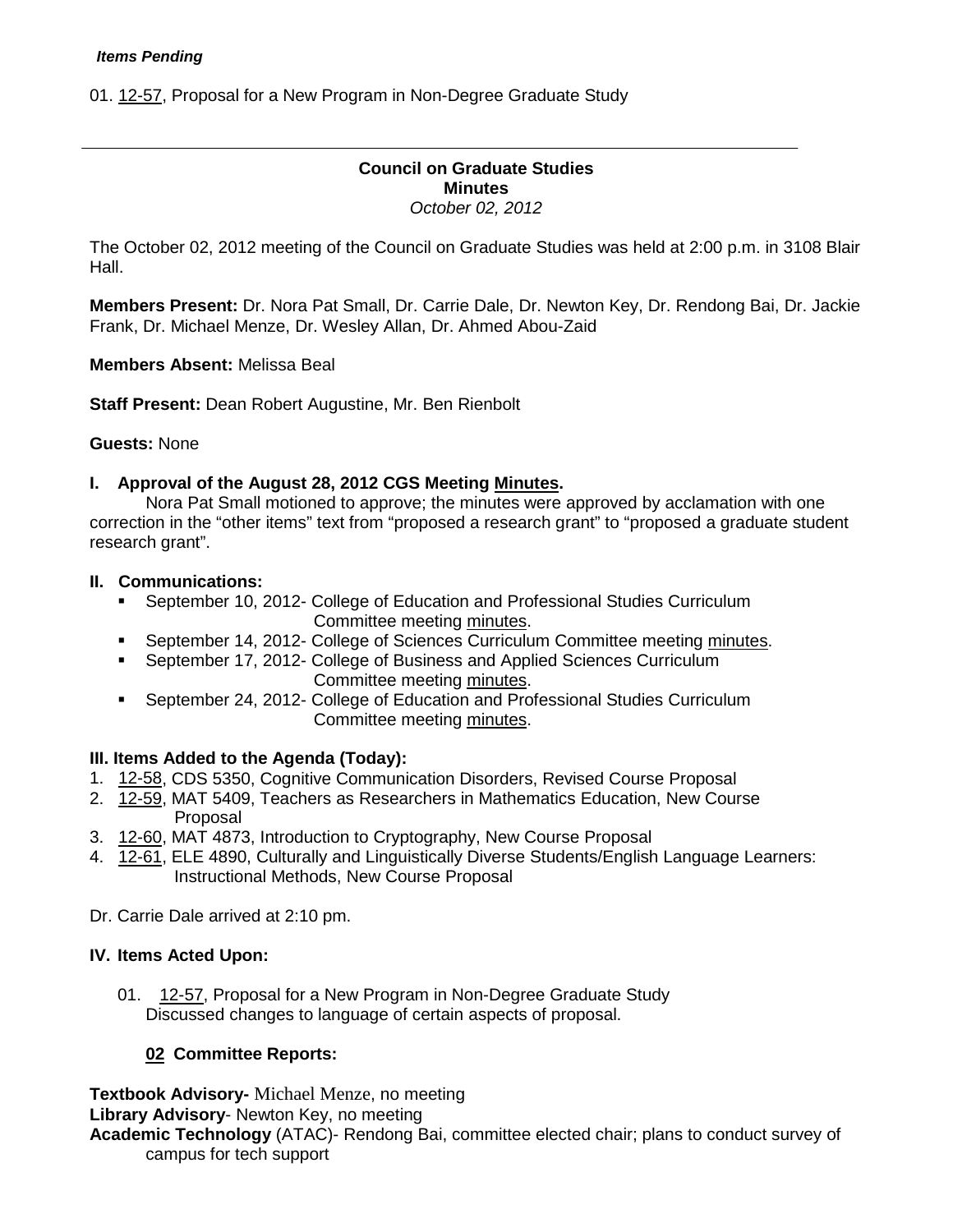***Items Pending***

01. 12-57, Proposal for a New Program in Non-Degree Graduate Study

---

**Council on Graduate Studies**
**Minutes**
*October 02, 2012*

The October 02, 2012 meeting of the Council on Graduate Studies was held at 2:00 p.m. in 3108 Blair Hall.

**Members Present:** Dr. Nora Pat Small, Dr. Carrie Dale, Dr. Newton Key, Dr. Rendong Bai, Dr. Jackie Frank, Dr. Michael Menze, Dr. Wesley Allan, Dr. Ahmed Abou-Zaid

**Members Absent:** Melissa Beal

**Staff Present:** Dean Robert Augustine, Mr. Ben Rienbolt

**Guests:** None

### I. Approval of the August 28, 2012 CGS Meeting Minutes.

Nora Pat Small motioned to approve; the minutes were approved by acclamation with one correction in the "other items" text from "proposed a research grant" to "proposed a graduate student research grant".

### II. Communications:

- September 10, 2012- College of Education and Professional Studies Curriculum Committee meeting minutes.
- September 14, 2012- College of Sciences Curriculum Committee meeting minutes.
- September 17, 2012- College of Business and Applied Sciences Curriculum Committee meeting minutes.
- September 24, 2012- College of Education and Professional Studies Curriculum Committee meeting minutes.

### III. Items Added to the Agenda (Today):

1. 12-58, CDS 5350, Cognitive Communication Disorders, Revised Course Proposal
2. 12-59, MAT 5409, Teachers as Researchers in Mathematics Education, New Course Proposal
3. 12-60, MAT 4873, Introduction to Cryptography, New Course Proposal
4. 12-61, ELE 4890, Culturally and Linguistically Diverse Students/English Language Learners: Instructional Methods, New Course Proposal

Dr. Carrie Dale arrived at 2:10 pm.

### IV. Items Acted Upon:

01. 12-57, Proposal for a New Program in Non-Degree Graduate Study
    Discussed changes to language of certain aspects of proposal.

#### 02 Committee Reports:

**Textbook Advisory-** Michael Menze, no meeting
**Library Advisory**- Newton Key, no meeting
**Academic Technology** (ATAC)- Rendong Bai, committee elected chair; plans to conduct survey of campus for tech support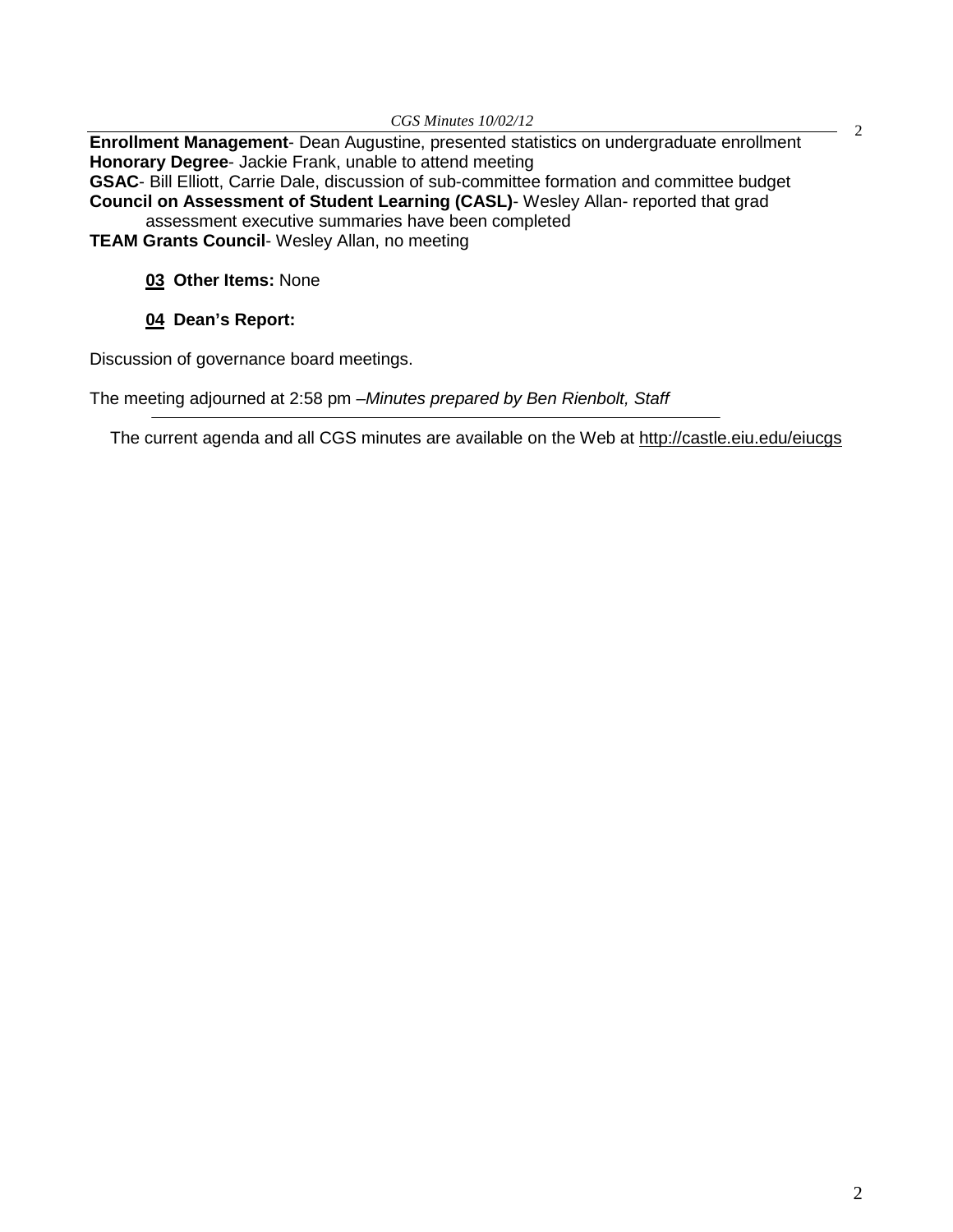**Enrollment Management**- Dean Augustine, presented statistics on undergraduate enrollment
**Honorary Degree**- Jackie Frank, unable to attend meeting
**GSAC**- Bill Elliott, Carrie Dale, discussion of sub-committee formation and committee budget
**Council on Assessment of Student Learning (CASL)**- Wesley Allan- reported that grad assessment executive summaries have been completed
**TEAM Grants Council**- Wesley Allan, no meeting

**03 Other Items:** None

**04 Dean's Report:**

Discussion of governance board meetings.

The meeting adjourned at 2:58 pm –*Minutes prepared by Ben Rienbolt, Staff*

---

The current agenda and all CGS minutes are available on the Web at http://castle.eiu.edu/eiucgs